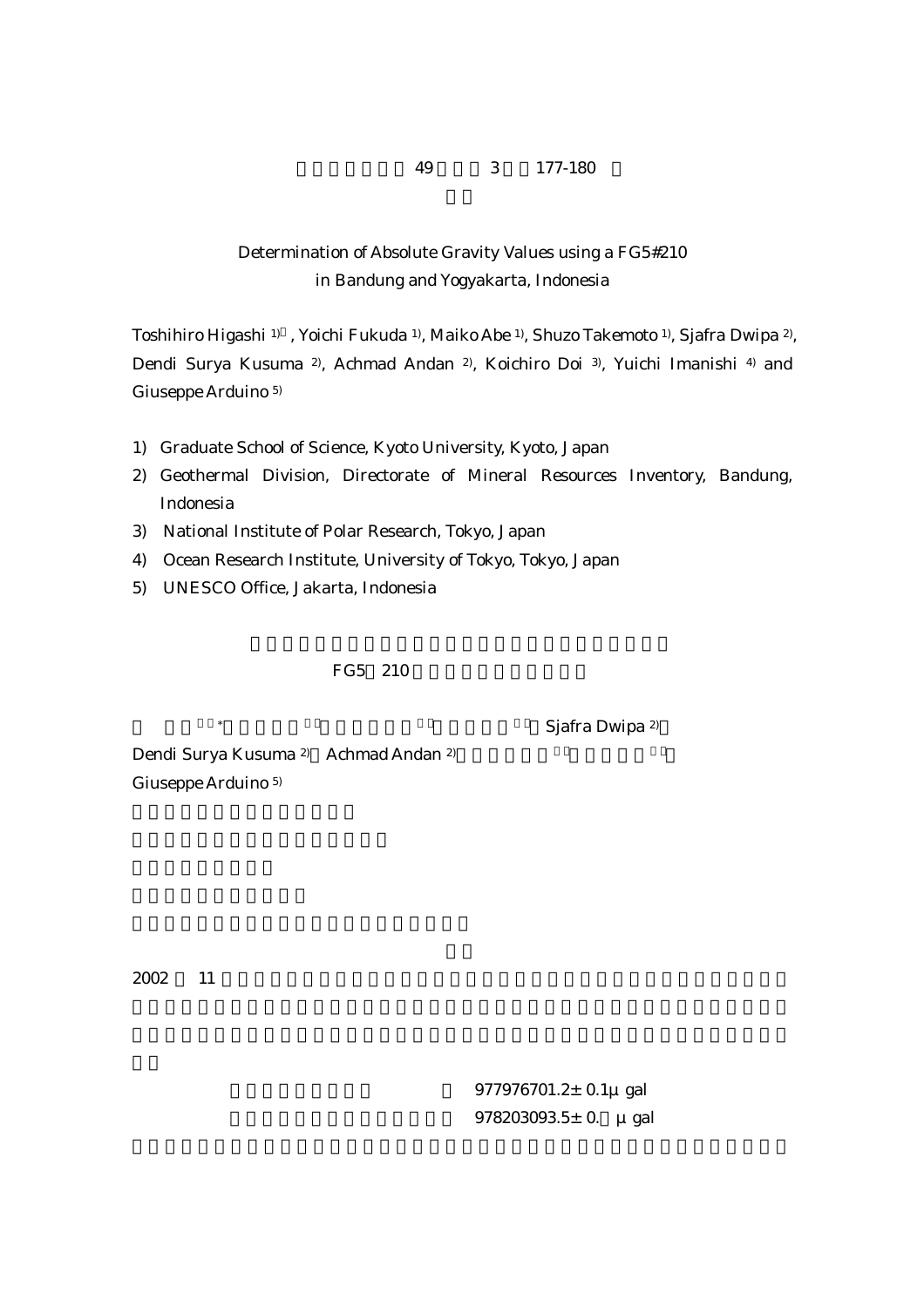# Determination of Absolute Gravity Values using a FG5#210 in Bandung and Yogyakarta, Indonesia

Toshihiro Higashi [1)], Yoichi Fukuda [1)], Maiko Abe [1)], Shuzo Takemoto [1)], Sjafra Dwipa [2)], Dendi Surya Kusuma [2)], Achmad Andan [2)], Koichiro Doi [3)], Yuichi Imanishi [4)] and Giuseppe Arduino [5)]

1) Graduate School of Science, Kyoto University, Kyoto, Japan
2) Geothermal Division, Directorate of Mineral Resources Inventory, Bandung, Indonesia
3) National Institute of Polar Research, Tokyo, Japan
4) Ocean Research Institute, University of Tokyo, Tokyo, Japan
5) UNESCO Office, Jakarta, Indonesia

FG5 210

[*] Sjafra Dwipa [2)]
Dendi Surya Kusuma [2)] Achmad Andan [2)]
Giuseppe Arduino [5)]

2002 11

977976701.2± 0.1μ gal
978203093.5± 0. μ gal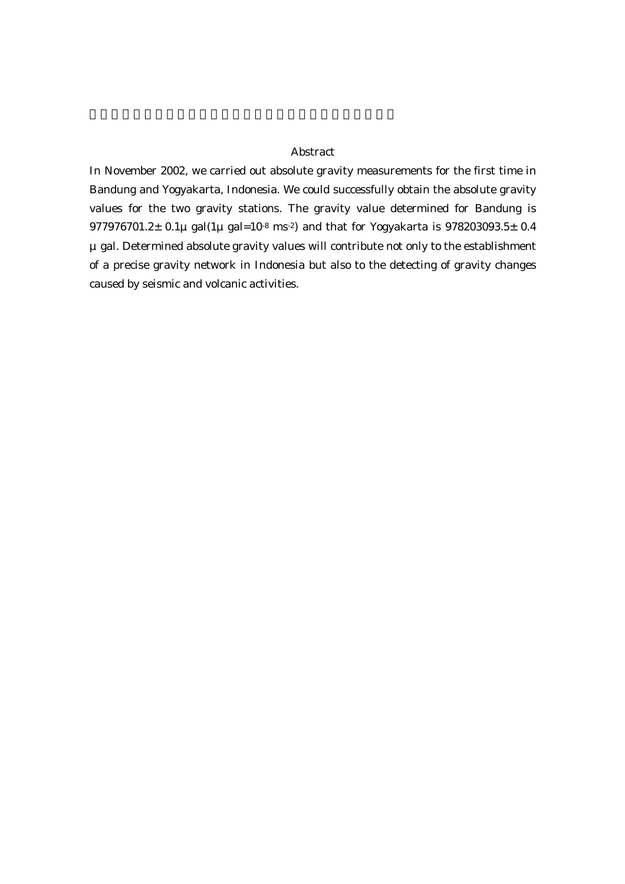## Abstract

In November 2002, we carried out absolute gravity measurements for the first time in Bandung and Yogyakarta, Indonesia. We could successfully obtain the absolute gravity values for the two gravity stations. The gravity value determined for Bandung is 977976701.2± 0.1μ gal(1μ gal=$10^{-8}$ $ms^{-2}$) and that for Yogyakarta is 978203093.5± 0.4 μ gal. Determined absolute gravity values will contribute not only to the establishment of a precise gravity network in Indonesia but also to the detecting of gravity changes caused by seismic and volcanic activities.